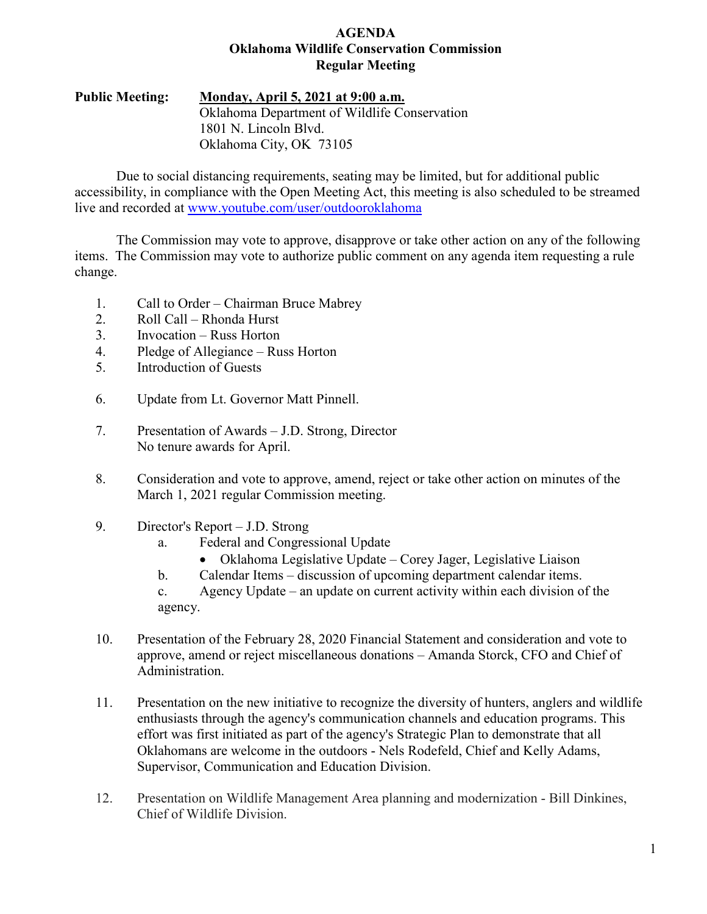# AGENDA
## Oklahoma Wildlife Conservation Commission
## Regular Meeting

**Public Meeting:** **Monday, April 5, 2021 at 9:00 a.m.**
Oklahoma Department of Wildlife Conservation
1801 N. Lincoln Blvd.
Oklahoma City, OK 73105

Due to social distancing requirements, seating may be limited, but for additional public accessibility, in compliance with the Open Meeting Act, this meeting is also scheduled to be streamed live and recorded at www.youtube.com/user/outdooroklahoma

The Commission may vote to approve, disapprove or take other action on any of the following items. The Commission may vote to authorize public comment on any agenda item requesting a rule change.

1. Call to Order – Chairman Bruce Mabrey
2. Roll Call – Rhonda Hurst
3. Invocation – Russ Horton
4. Pledge of Allegiance – Russ Horton
5. Introduction of Guests
6. Update from Lt. Governor Matt Pinnell.
7. Presentation of Awards – J.D. Strong, Director
   No tenure awards for April.
8. Consideration and vote to approve, amend, reject or take other action on minutes of the March 1, 2021 regular Commission meeting.
9. Director's Report – J.D. Strong
   a. Federal and Congressional Update
      - Oklahoma Legislative Update – Corey Jager, Legislative Liaison
   b. Calendar Items – discussion of upcoming department calendar items.
   c. Agency Update – an update on current activity within each division of the agency.
10. Presentation of the February 28, 2020 Financial Statement and consideration and vote to approve, amend or reject miscellaneous donations – Amanda Storck, CFO and Chief of Administration.
11. Presentation on the new initiative to recognize the diversity of hunters, anglers and wildlife enthusiasts through the agency's communication channels and education programs. This effort was first initiated as part of the agency's Strategic Plan to demonstrate that all Oklahomans are welcome in the outdoors - Nels Rodefeld, Chief and Kelly Adams, Supervisor, Communication and Education Division.
12. Presentation on Wildlife Management Area planning and modernization - Bill Dinkines, Chief of Wildlife Division.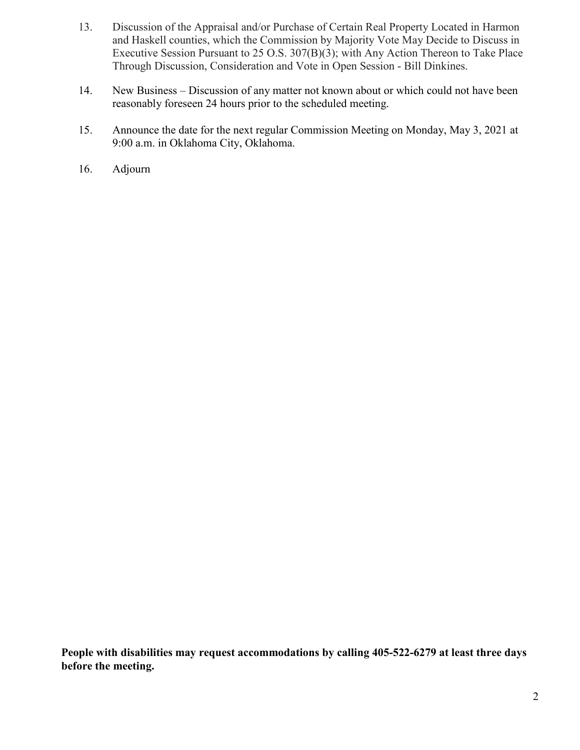13. Discussion of the Appraisal and/or Purchase of Certain Real Property Located in Harmon and Haskell counties, which the Commission by Majority Vote May Decide to Discuss in Executive Session Pursuant to 25 O.S. 307(B)(3); with Any Action Thereon to Take Place Through Discussion, Consideration and Vote in Open Session - Bill Dinkines.

14. New Business – Discussion of any matter not known about or which could not have been reasonably foreseen 24 hours prior to the scheduled meeting.

15. Announce the date for the next regular Commission Meeting on Monday, May 3, 2021 at 9:00 a.m. in Oklahoma City, Oklahoma.

16. Adjourn

**People with disabilities may request accommodations by calling 405-522-6279 at least three days before the meeting.**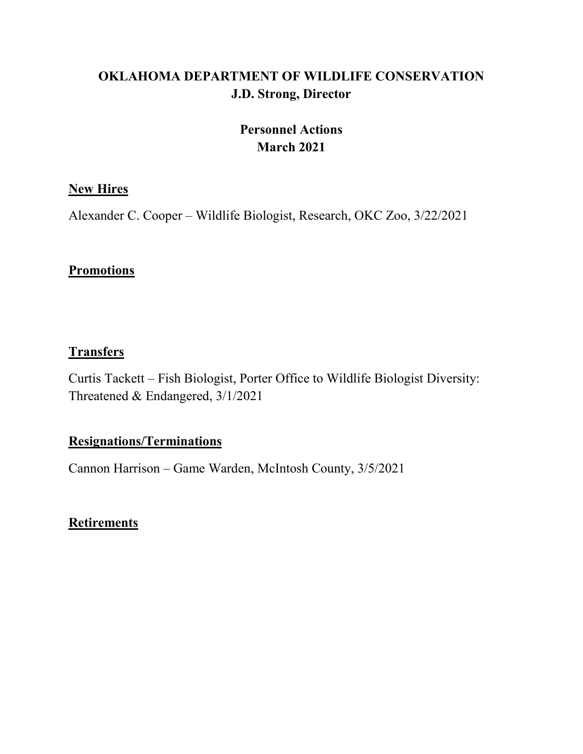# OKLAHOMA DEPARTMENT OF WILDLIFE CONSERVATION
## J.D. Strong, Director

## Personnel Actions
## March 2021

### New Hires

Alexander C. Cooper – Wildlife Biologist, Research, OKC Zoo, 3/22/2021

### Promotions

### Transfers

Curtis Tackett – Fish Biologist, Porter Office to Wildlife Biologist Diversity: Threatened & Endangered, 3/1/2021

### Resignations/Terminations

Cannon Harrison – Game Warden, McIntosh County, 3/5/2021

### Retirements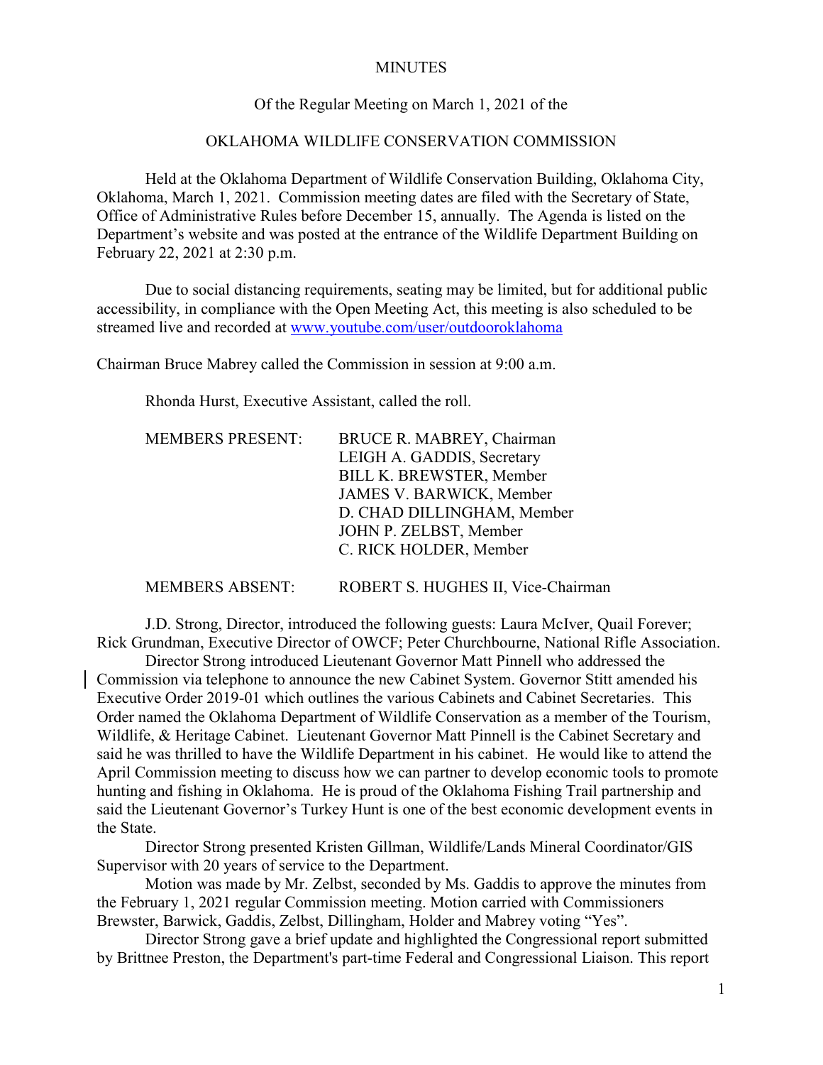MINUTES

Of the Regular Meeting on March 1, 2021 of the

OKLAHOMA WILDLIFE CONSERVATION COMMISSION

Held at the Oklahoma Department of Wildlife Conservation Building, Oklahoma City, Oklahoma, March 1, 2021. Commission meeting dates are filed with the Secretary of State, Office of Administrative Rules before December 15, annually. The Agenda is listed on the Department's website and was posted at the entrance of the Wildlife Department Building on February 22, 2021 at 2:30 p.m.

Due to social distancing requirements, seating may be limited, but for additional public accessibility, in compliance with the Open Meeting Act, this meeting is also scheduled to be streamed live and recorded at [www.youtube.com/user/outdooroklahoma](www.youtube.com/user/outdooroklahoma)

Chairman Bruce Mabrey called the Commission in session at 9:00 a.m.

Rhonda Hurst, Executive Assistant, called the roll.

MEMBERS PRESENT:
- BRUCE R. MABREY, Chairman
- LEIGH A. GADDIS, Secretary
- BILL K. BREWSTER, Member
- JAMES V. BARWICK, Member
- D. CHAD DILLINGHAM, Member
- JOHN P. ZELBST, Member
- C. RICK HOLDER, Member

MEMBERS ABSENT: ROBERT S. HUGHES II, Vice-Chairman

J.D. Strong, Director, introduced the following guests: Laura McIver, Quail Forever; Rick Grundman, Executive Director of OWCF; Peter Churchbourne, National Rifle Association.

Director Strong introduced Lieutenant Governor Matt Pinnell who addressed the Commission via telephone to announce the new Cabinet System. Governor Stitt amended his Executive Order 2019-01 which outlines the various Cabinets and Cabinet Secretaries. This Order named the Oklahoma Department of Wildlife Conservation as a member of the Tourism, Wildlife, & Heritage Cabinet. Lieutenant Governor Matt Pinnell is the Cabinet Secretary and said he was thrilled to have the Wildlife Department in his cabinet. He would like to attend the April Commission meeting to discuss how we can partner to develop economic tools to promote hunting and fishing in Oklahoma. He is proud of the Oklahoma Fishing Trail partnership and said the Lieutenant Governor's Turkey Hunt is one of the best economic development events in the State.

Director Strong presented Kristen Gillman, Wildlife/Lands Mineral Coordinator/GIS Supervisor with 20 years of service to the Department.

Motion was made by Mr. Zelbst, seconded by Ms. Gaddis to approve the minutes from the February 1, 2021 regular Commission meeting. Motion carried with Commissioners Brewster, Barwick, Gaddis, Zelbst, Dillingham, Holder and Mabrey voting "Yes".

Director Strong gave a brief update and highlighted the Congressional report submitted by Brittnee Preston, the Department's part-time Federal and Congressional Liaison. This report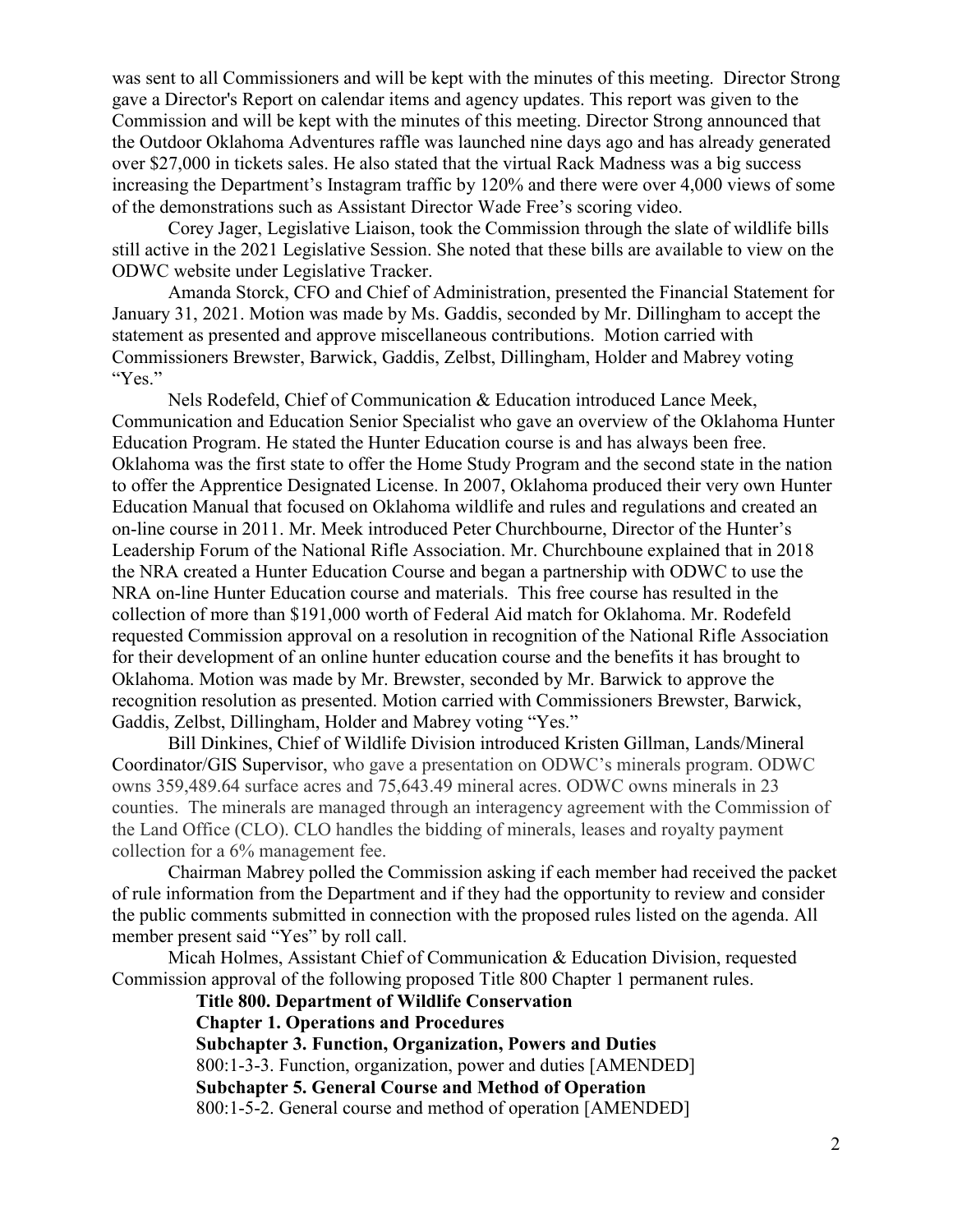was sent to all Commissioners and will be kept with the minutes of this meeting. Director Strong gave a Director's Report on calendar items and agency updates. This report was given to the Commission and will be kept with the minutes of this meeting. Director Strong announced that the Outdoor Oklahoma Adventures raffle was launched nine days ago and has already generated over $27,000 in tickets sales. He also stated that the virtual Rack Madness was a big success increasing the Department's Instagram traffic by 120% and there were over 4,000 views of some of the demonstrations such as Assistant Director Wade Free's scoring video.

Corey Jager, Legislative Liaison, took the Commission through the slate of wildlife bills still active in the 2021 Legislative Session. She noted that these bills are available to view on the ODWC website under Legislative Tracker.

Amanda Storck, CFO and Chief of Administration, presented the Financial Statement for January 31, 2021. Motion was made by Ms. Gaddis, seconded by Mr. Dillingham to accept the statement as presented and approve miscellaneous contributions. Motion carried with Commissioners Brewster, Barwick, Gaddis, Zelbst, Dillingham, Holder and Mabrey voting "Yes."

Nels Rodefeld, Chief of Communication & Education introduced Lance Meek, Communication and Education Senior Specialist who gave an overview of the Oklahoma Hunter Education Program. He stated the Hunter Education course is and has always been free. Oklahoma was the first state to offer the Home Study Program and the second state in the nation to offer the Apprentice Designated License. In 2007, Oklahoma produced their very own Hunter Education Manual that focused on Oklahoma wildlife and rules and regulations and created an on-line course in 2011. Mr. Meek introduced Peter Churchbourne, Director of the Hunter's Leadership Forum of the National Rifle Association. Mr. Churchboune explained that in 2018 the NRA created a Hunter Education Course and began a partnership with ODWC to use the NRA on-line Hunter Education course and materials. This free course has resulted in the collection of more than $191,000 worth of Federal Aid match for Oklahoma. Mr. Rodefeld requested Commission approval on a resolution in recognition of the National Rifle Association for their development of an online hunter education course and the benefits it has brought to Oklahoma. Motion was made by Mr. Brewster, seconded by Mr. Barwick to approve the recognition resolution as presented. Motion carried with Commissioners Brewster, Barwick, Gaddis, Zelbst, Dillingham, Holder and Mabrey voting "Yes."

Bill Dinkines, Chief of Wildlife Division introduced Kristen Gillman, Lands/Mineral Coordinator/GIS Supervisor, who gave a presentation on ODWC's minerals program. ODWC owns 359,489.64 surface acres and 75,643.49 mineral acres. ODWC owns minerals in 23 counties. The minerals are managed through an interagency agreement with the Commission of the Land Office (CLO). CLO handles the bidding of minerals, leases and royalty payment collection for a 6% management fee.

Chairman Mabrey polled the Commission asking if each member had received the packet of rule information from the Department and if they had the opportunity to review and consider the public comments submitted in connection with the proposed rules listed on the agenda. All member present said "Yes" by roll call.

Micah Holmes, Assistant Chief of Communication & Education Division, requested Commission approval of the following proposed Title 800 Chapter 1 permanent rules.

**Title 800. Department of Wildlife Conservation**
**Chapter 1. Operations and Procedures**
**Subchapter 3. Function, Organization, Powers and Duties**
800:1-3-3. Function, organization, power and duties [AMENDED]
**Subchapter 5. General Course and Method of Operation**
800:1-5-2. General course and method of operation [AMENDED]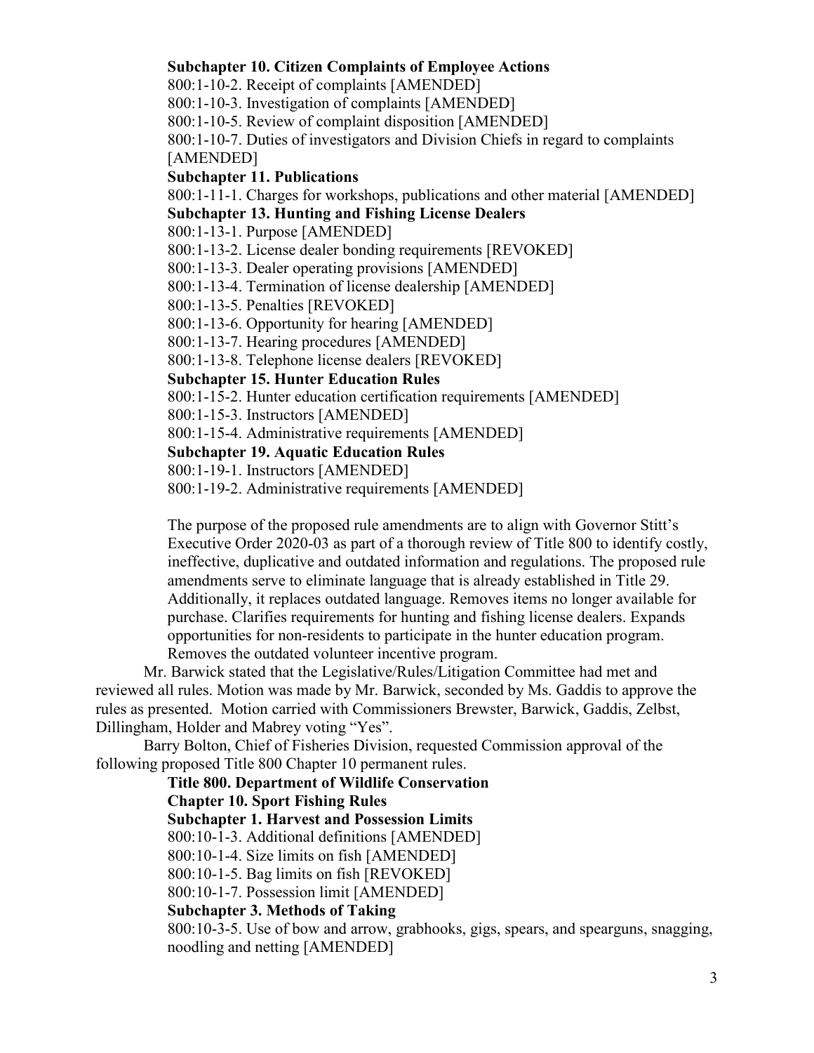**Subchapter 10. Citizen Complaints of Employee Actions**

800:1-10-2. Receipt of complaints [AMENDED]

800:1-10-3. Investigation of complaints [AMENDED]

800:1-10-5. Review of complaint disposition [AMENDED]

800:1-10-7. Duties of investigators and Division Chiefs in regard to complaints [AMENDED]

**Subchapter 11. Publications**

800:1-11-1. Charges for workshops, publications and other material [AMENDED]

**Subchapter 13. Hunting and Fishing License Dealers**

800:1-13-1. Purpose [AMENDED]

800:1-13-2. License dealer bonding requirements [REVOKED]

800:1-13-3. Dealer operating provisions [AMENDED]

800:1-13-4. Termination of license dealership [AMENDED]

800:1-13-5. Penalties [REVOKED]

800:1-13-6. Opportunity for hearing [AMENDED]

800:1-13-7. Hearing procedures [AMENDED]

800:1-13-8. Telephone license dealers [REVOKED]

**Subchapter 15. Hunter Education Rules**

800:1-15-2. Hunter education certification requirements [AMENDED]

800:1-15-3. Instructors [AMENDED]

800:1-15-4. Administrative requirements [AMENDED]

**Subchapter 19. Aquatic Education Rules**

800:1-19-1. Instructors [AMENDED]

800:1-19-2. Administrative requirements [AMENDED]

The purpose of the proposed rule amendments are to align with Governor Stitt's Executive Order 2020-03 as part of a thorough review of Title 800 to identify costly, ineffective, duplicative and outdated information and regulations. The proposed rule amendments serve to eliminate language that is already established in Title 29. Additionally, it replaces outdated language. Removes items no longer available for purchase. Clarifies requirements for hunting and fishing license dealers. Expands opportunities for non-residents to participate in the hunter education program. Removes the outdated volunteer incentive program.

Mr. Barwick stated that the Legislative/Rules/Litigation Committee had met and reviewed all rules. Motion was made by Mr. Barwick, seconded by Ms. Gaddis to approve the rules as presented. Motion carried with Commissioners Brewster, Barwick, Gaddis, Zelbst, Dillingham, Holder and Mabrey voting "Yes".

Barry Bolton, Chief of Fisheries Division, requested Commission approval of the following proposed Title 800 Chapter 10 permanent rules.

**Title 800. Department of Wildlife Conservation**

**Chapter 10. Sport Fishing Rules**

**Subchapter 1. Harvest and Possession Limits**

800:10-1-3. Additional definitions [AMENDED]

800:10-1-4. Size limits on fish [AMENDED]

800:10-1-5. Bag limits on fish [REVOKED]

800:10-1-7. Possession limit [AMENDED]

**Subchapter 3. Methods of Taking**

800:10-3-5. Use of bow and arrow, grabhooks, gigs, spears, and spearguns, snagging, noodling and netting [AMENDED]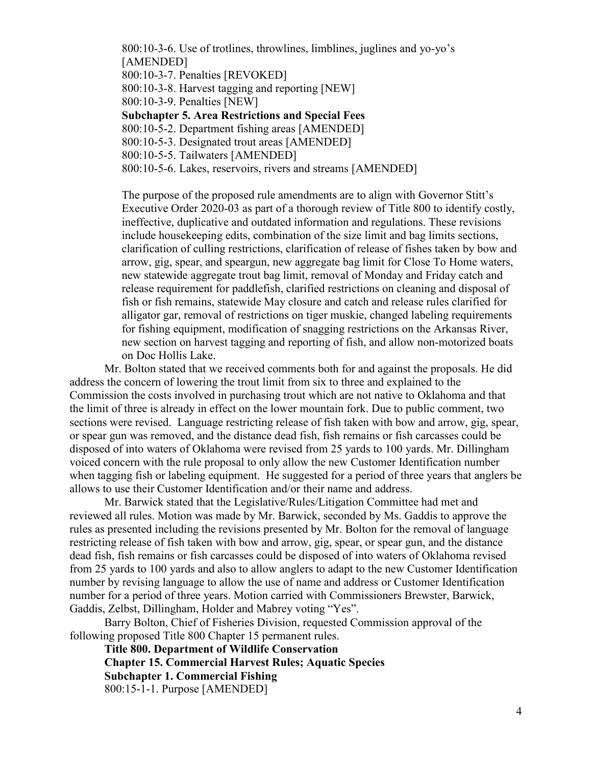800:10-3-6. Use of trotlines, throwlines, limblines, juglines and yo-yo's [AMENDED]
800:10-3-7. Penalties [REVOKED]
800:10-3-8. Harvest tagging and reporting [NEW]
800:10-3-9. Penalties [NEW]
**Subchapter 5. Area Restrictions and Special Fees**
800:10-5-2. Department fishing areas [AMENDED]
800:10-5-3. Designated trout areas [AMENDED]
800:10-5-5. Tailwaters [AMENDED]
800:10-5-6. Lakes, reservoirs, rivers and streams [AMENDED]

The purpose of the proposed rule amendments are to align with Governor Stitt's Executive Order 2020-03 as part of a thorough review of Title 800 to identify costly, ineffective, duplicative and outdated information and regulations. These revisions include housekeeping edits, combination of the size limit and bag limits sections, clarification of culling restrictions, clarification of release of fishes taken by bow and arrow, gig, spear, and speargun, new aggregate bag limit for Close To Home waters, new statewide aggregate trout bag limit, removal of Monday and Friday catch and release requirement for paddlefish, clarified restrictions on cleaning and disposal of fish or fish remains, statewide May closure and catch and release rules clarified for alligator gar, removal of restrictions on tiger muskie, changed labeling requirements for fishing equipment, modification of snagging restrictions on the Arkansas River, new section on harvest tagging and reporting of fish, and allow non-motorized boats on Doc Hollis Lake.

Mr. Bolton stated that we received comments both for and against the proposals. He did address the concern of lowering the trout limit from six to three and explained to the Commission the costs involved in purchasing trout which are not native to Oklahoma and that the limit of three is already in effect on the lower mountain fork. Due to public comment, two sections were revised. Language restricting release of fish taken with bow and arrow, gig, spear, or spear gun was removed, and the distance dead fish, fish remains or fish carcasses could be disposed of into waters of Oklahoma were revised from 25 yards to 100 yards. Mr. Dillingham voiced concern with the rule proposal to only allow the new Customer Identification number when tagging fish or labeling equipment. He suggested for a period of three years that anglers be allows to use their Customer Identification and/or their name and address.

Mr. Barwick stated that the Legislative/Rules/Litigation Committee had met and reviewed all rules. Motion was made by Mr. Barwick, seconded by Ms. Gaddis to approve the rules as presented including the revisions presented by Mr. Bolton for the removal of language restricting release of fish taken with bow and arrow, gig, spear, or spear gun, and the distance dead fish, fish remains or fish carcasses could be disposed of into waters of Oklahoma revised from 25 yards to 100 yards and also to allow anglers to adapt to the new Customer Identification number by revising language to allow the use of name and address or Customer Identification number for a period of three years. Motion carried with Commissioners Brewster, Barwick, Gaddis, Zelbst, Dillingham, Holder and Mabrey voting "Yes".

Barry Bolton, Chief of Fisheries Division, requested Commission approval of the following proposed Title 800 Chapter 15 permanent rules.

**Title 800. Department of Wildlife Conservation**
**Chapter 15. Commercial Harvest Rules; Aquatic Species**
**Subchapter 1. Commercial Fishing**
800:15-1-1. Purpose [AMENDED]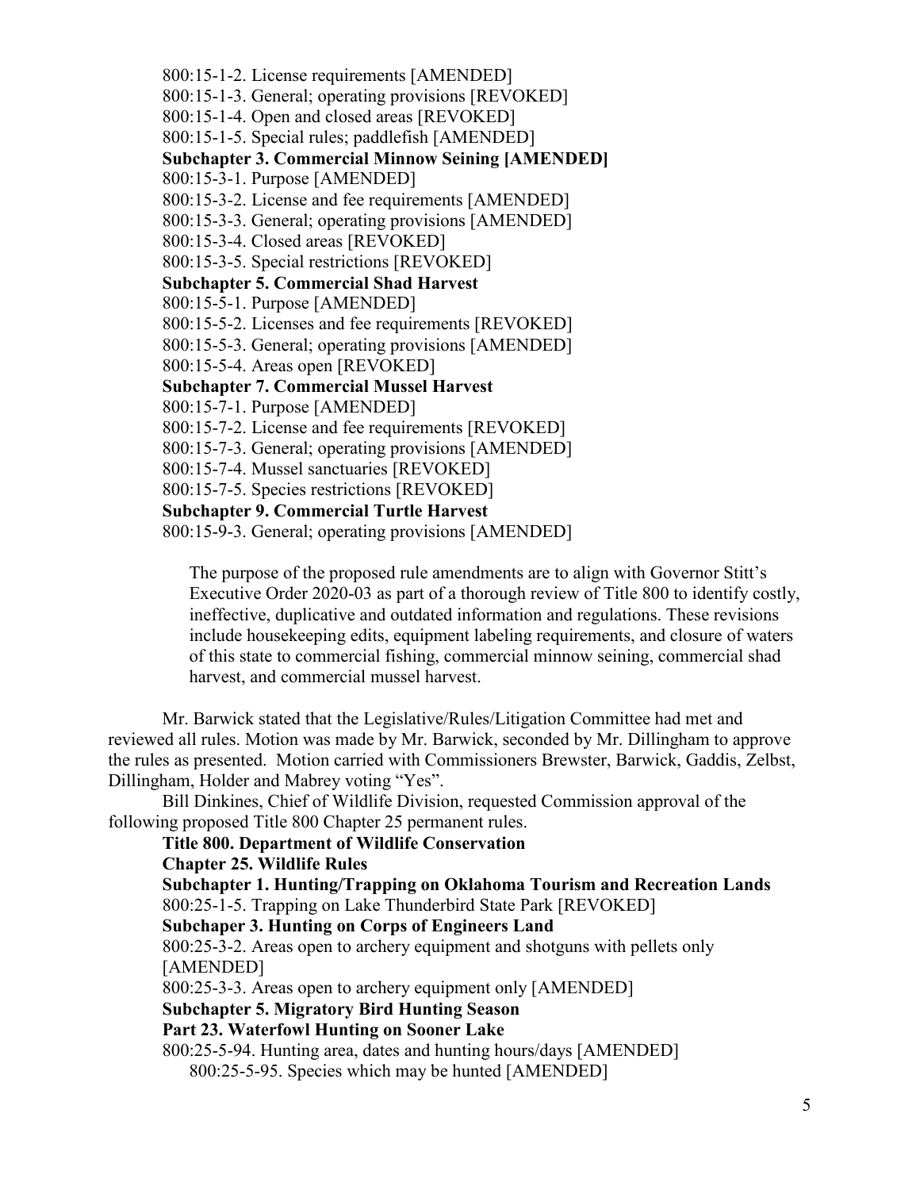800:15-1-2. License requirements [AMENDED]
800:15-1-3. General; operating provisions [REVOKED]
800:15-1-4. Open and closed areas [REVOKED]
800:15-1-5. Special rules; paddlefish [AMENDED]

**Subchapter 3. Commercial Minnow Seining [AMENDED]**

800:15-3-1. Purpose [AMENDED]
800:15-3-2. License and fee requirements [AMENDED]
800:15-3-3. General; operating provisions [AMENDED]
800:15-3-4. Closed areas [REVOKED]
800:15-3-5. Special restrictions [REVOKED]

**Subchapter 5. Commercial Shad Harvest**

800:15-5-1. Purpose [AMENDED]
800:15-5-2. Licenses and fee requirements [REVOKED]
800:15-5-3. General; operating provisions [AMENDED]
800:15-5-4. Areas open [REVOKED]

**Subchapter 7. Commercial Mussel Harvest**

800:15-7-1. Purpose [AMENDED]
800:15-7-2. License and fee requirements [REVOKED]
800:15-7-3. General; operating provisions [AMENDED]
800:15-7-4. Mussel sanctuaries [REVOKED]
800:15-7-5. Species restrictions [REVOKED]

**Subchapter 9. Commercial Turtle Harvest**

800:15-9-3. General; operating provisions [AMENDED]

The purpose of the proposed rule amendments are to align with Governor Stitt's Executive Order 2020-03 as part of a thorough review of Title 800 to identify costly, ineffective, duplicative and outdated information and regulations. These revisions include housekeeping edits, equipment labeling requirements, and closure of waters of this state to commercial fishing, commercial minnow seining, commercial shad harvest, and commercial mussel harvest.

Mr. Barwick stated that the Legislative/Rules/Litigation Committee had met and reviewed all rules. Motion was made by Mr. Barwick, seconded by Mr. Dillingham to approve the rules as presented. Motion carried with Commissioners Brewster, Barwick, Gaddis, Zelbst, Dillingham, Holder and Mabrey voting "Yes".

Bill Dinkines, Chief of Wildlife Division, requested Commission approval of the following proposed Title 800 Chapter 25 permanent rules.

**Title 800. Department of Wildlife Conservation**

**Chapter 25. Wildlife Rules**

**Subchapter 1. Hunting/Trapping on Oklahoma Tourism and Recreation Lands**

800:25-1-5. Trapping on Lake Thunderbird State Park [REVOKED]

**Subchaper 3. Hunting on Corps of Engineers Land**

800:25-3-2. Areas open to archery equipment and shotguns with pellets only [AMENDED]
800:25-3-3. Areas open to archery equipment only [AMENDED]

**Subchapter 5. Migratory Bird Hunting Season**

**Part 23. Waterfowl Hunting on Sooner Lake**

800:25-5-94. Hunting area, dates and hunting hours/days [AMENDED]
800:25-5-95. Species which may be hunted [AMENDED]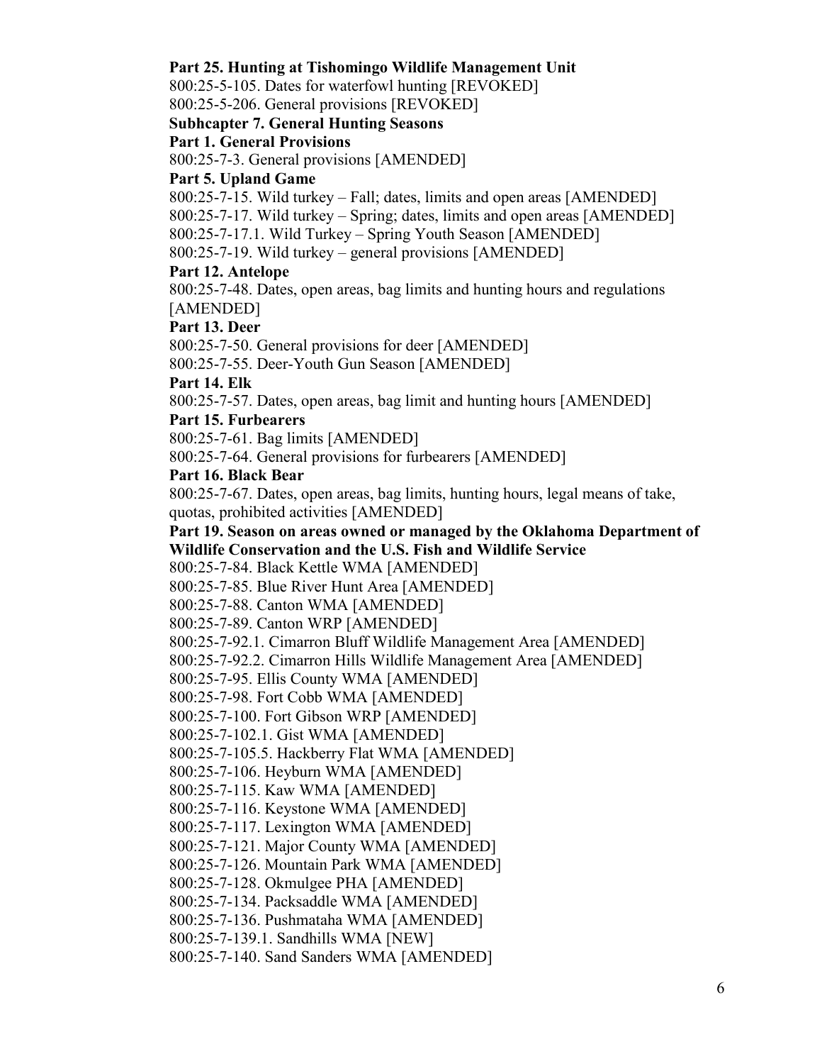**Part 25. Hunting at Tishomingo Wildlife Management Unit**

800:25-5-105. Dates for waterfowl hunting [REVOKED]

800:25-5-206. General provisions [REVOKED]

**Subhcapter 7. General Hunting Seasons**

**Part 1. General Provisions**

800:25-7-3. General provisions [AMENDED]

**Part 5. Upland Game**

800:25-7-15. Wild turkey – Fall; dates, limits and open areas [AMENDED]

800:25-7-17. Wild turkey – Spring; dates, limits and open areas [AMENDED]

800:25-7-17.1. Wild Turkey – Spring Youth Season [AMENDED]

800:25-7-19. Wild turkey – general provisions [AMENDED]

**Part 12. Antelope**

800:25-7-48. Dates, open areas, bag limits and hunting hours and regulations [AMENDED]

**Part 13. Deer**

800:25-7-50. General provisions for deer [AMENDED]

800:25-7-55. Deer-Youth Gun Season [AMENDED]

**Part 14. Elk**

800:25-7-57. Dates, open areas, bag limit and hunting hours [AMENDED]

**Part 15. Furbearers**

800:25-7-61. Bag limits [AMENDED]

800:25-7-64. General provisions for furbearers [AMENDED]

**Part 16. Black Bear**

800:25-7-67. Dates, open areas, bag limits, hunting hours, legal means of take, quotas, prohibited activities [AMENDED]

**Part 19. Season on areas owned or managed by the Oklahoma Department of Wildlife Conservation and the U.S. Fish and Wildlife Service**

800:25-7-84. Black Kettle WMA [AMENDED]

800:25-7-85. Blue River Hunt Area [AMENDED]

800:25-7-88. Canton WMA [AMENDED]

800:25-7-89. Canton WRP [AMENDED]

800:25-7-92.1. Cimarron Bluff Wildlife Management Area [AMENDED]

800:25-7-92.2. Cimarron Hills Wildlife Management Area [AMENDED]

800:25-7-95. Ellis County WMA [AMENDED]

800:25-7-98. Fort Cobb WMA [AMENDED]

800:25-7-100. Fort Gibson WRP [AMENDED]

800:25-7-102.1. Gist WMA [AMENDED]

800:25-7-105.5. Hackberry Flat WMA [AMENDED]

800:25-7-106. Heyburn WMA [AMENDED]

800:25-7-115. Kaw WMA [AMENDED]

800:25-7-116. Keystone WMA [AMENDED]

800:25-7-117. Lexington WMA [AMENDED]

800:25-7-121. Major County WMA [AMENDED]

800:25-7-126. Mountain Park WMA [AMENDED]

800:25-7-128. Okmulgee PHA [AMENDED]

800:25-7-134. Packsaddle WMA [AMENDED]

800:25-7-136. Pushmataha WMA [AMENDED]

800:25-7-139.1. Sandhills WMA [NEW]

800:25-7-140. Sand Sanders WMA [AMENDED]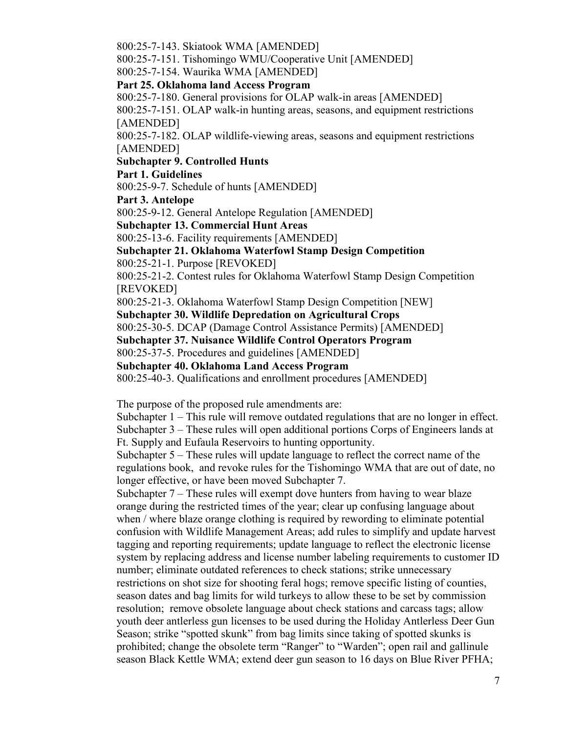800:25-7-143. Skiatook WMA [AMENDED]
800:25-7-151. Tishomingo WMU/Cooperative Unit [AMENDED]
800:25-7-154. Waurika WMA [AMENDED]

**Part 25. Oklahoma land Access Program**

800:25-7-180. General provisions for OLAP walk-in areas [AMENDED]
800:25-7-151. OLAP walk-in hunting areas, seasons, and equipment restrictions [AMENDED]
800:25-7-182. OLAP wildlife-viewing areas, seasons and equipment restrictions [AMENDED]

**Subchapter 9. Controlled Hunts**

**Part 1. Guidelines**

800:25-9-7. Schedule of hunts [AMENDED]

**Part 3. Antelope**

800:25-9-12. General Antelope Regulation [AMENDED]

**Subchapter 13. Commercial Hunt Areas**

800:25-13-6. Facility requirements [AMENDED]

**Subchapter 21. Oklahoma Waterfowl Stamp Design Competition**

800:25-21-1. Purpose [REVOKED]
800:25-21-2. Contest rules for Oklahoma Waterfowl Stamp Design Competition [REVOKED]
800:25-21-3. Oklahoma Waterfowl Stamp Design Competition [NEW]

**Subchapter 30. Wildlife Depredation on Agricultural Crops**

800:25-30-5. DCAP (Damage Control Assistance Permits) [AMENDED]

**Subchapter 37. Nuisance Wildlife Control Operators Program**

800:25-37-5. Procedures and guidelines [AMENDED]

**Subchapter 40. Oklahoma Land Access Program**

800:25-40-3. Qualifications and enrollment procedures [AMENDED]

The purpose of the proposed rule amendments are:
Subchapter 1 – This rule will remove outdated regulations that are no longer in effect.
Subchapter 3 – These rules will open additional portions Corps of Engineers lands at Ft. Supply and Eufaula Reservoirs to hunting opportunity.
Subchapter 5 – These rules will update language to reflect the correct name of the regulations book, and revoke rules for the Tishomingo WMA that are out of date, no longer effective, or have been moved Subchapter 7.
Subchapter 7 – These rules will exempt dove hunters from having to wear blaze orange during the restricted times of the year; clear up confusing language about when / where blaze orange clothing is required by rewording to eliminate potential confusion with Wildlife Management Areas; add rules to simplify and update harvest tagging and reporting requirements; update language to reflect the electronic license system by replacing address and license number labeling requirements to customer ID number; eliminate outdated references to check stations; strike unnecessary restrictions on shot size for shooting feral hogs; remove specific listing of counties, season dates and bag limits for wild turkeys to allow these to be set by commission resolution; remove obsolete language about check stations and carcass tags; allow youth deer antlerless gun licenses to be used during the Holiday Antlerless Deer Gun Season; strike "spotted skunk" from bag limits since taking of spotted skunks is prohibited; change the obsolete term "Ranger" to "Warden"; open rail and gallinule season Black Kettle WMA; extend deer gun season to 16 days on Blue River PFHA;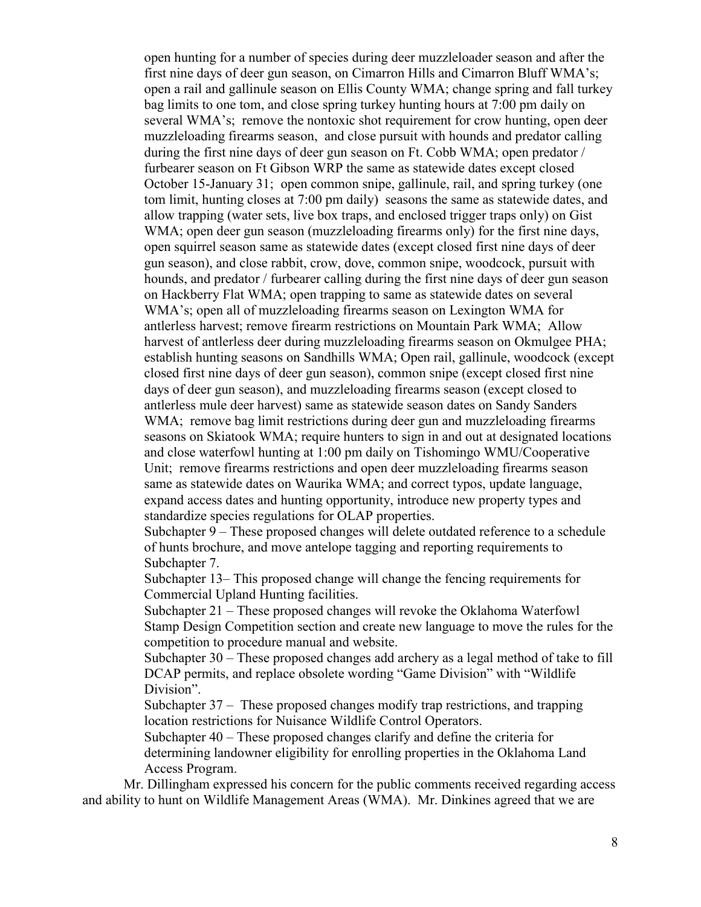open hunting for a number of species during deer muzzleloader season and after the first nine days of deer gun season, on Cimarron Hills and Cimarron Bluff WMA's; open a rail and gallinule season on Ellis County WMA; change spring and fall turkey bag limits to one tom, and close spring turkey hunting hours at 7:00 pm daily on several WMA's; remove the nontoxic shot requirement for crow hunting, open deer muzzleloading firearms season, and close pursuit with hounds and predator calling during the first nine days of deer gun season on Ft. Cobb WMA; open predator / furbearer season on Ft Gibson WRP the same as statewide dates except closed October 15-January 31; open common snipe, gallinule, rail, and spring turkey (one tom limit, hunting closes at 7:00 pm daily) seasons the same as statewide dates, and allow trapping (water sets, live box traps, and enclosed trigger traps only) on Gist WMA; open deer gun season (muzzleloading firearms only) for the first nine days, open squirrel season same as statewide dates (except closed first nine days of deer gun season), and close rabbit, crow, dove, common snipe, woodcock, pursuit with hounds, and predator / furbearer calling during the first nine days of deer gun season on Hackberry Flat WMA; open trapping to same as statewide dates on several WMA's; open all of muzzleloading firearms season on Lexington WMA for antlerless harvest; remove firearm restrictions on Mountain Park WMA; Allow harvest of antlerless deer during muzzleloading firearms season on Okmulgee PHA; establish hunting seasons on Sandhills WMA; Open rail, gallinule, woodcock (except closed first nine days of deer gun season), common snipe (except closed first nine days of deer gun season), and muzzleloading firearms season (except closed to antlerless mule deer harvest) same as statewide season dates on Sandy Sanders WMA; remove bag limit restrictions during deer gun and muzzleloading firearms seasons on Skiatook WMA; require hunters to sign in and out at designated locations and close waterfowl hunting at 1:00 pm daily on Tishomingo WMU/Cooperative Unit; remove firearms restrictions and open deer muzzleloading firearms season same as statewide dates on Waurika WMA; and correct typos, update language, expand access dates and hunting opportunity, introduce new property types and standardize species regulations for OLAP properties.

Subchapter 9 – These proposed changes will delete outdated reference to a schedule of hunts brochure, and move antelope tagging and reporting requirements to Subchapter 7.

Subchapter 13– This proposed change will change the fencing requirements for Commercial Upland Hunting facilities.

Subchapter 21 – These proposed changes will revoke the Oklahoma Waterfowl Stamp Design Competition section and create new language to move the rules for the competition to procedure manual and website.

Subchapter 30 – These proposed changes add archery as a legal method of take to fill DCAP permits, and replace obsolete wording "Game Division" with "Wildlife Division".

Subchapter 37 – These proposed changes modify trap restrictions, and trapping location restrictions for Nuisance Wildlife Control Operators.

Subchapter 40 – These proposed changes clarify and define the criteria for determining landowner eligibility for enrolling properties in the Oklahoma Land Access Program.

Mr. Dillingham expressed his concern for the public comments received regarding access and ability to hunt on Wildlife Management Areas (WMA). Mr. Dinkines agreed that we are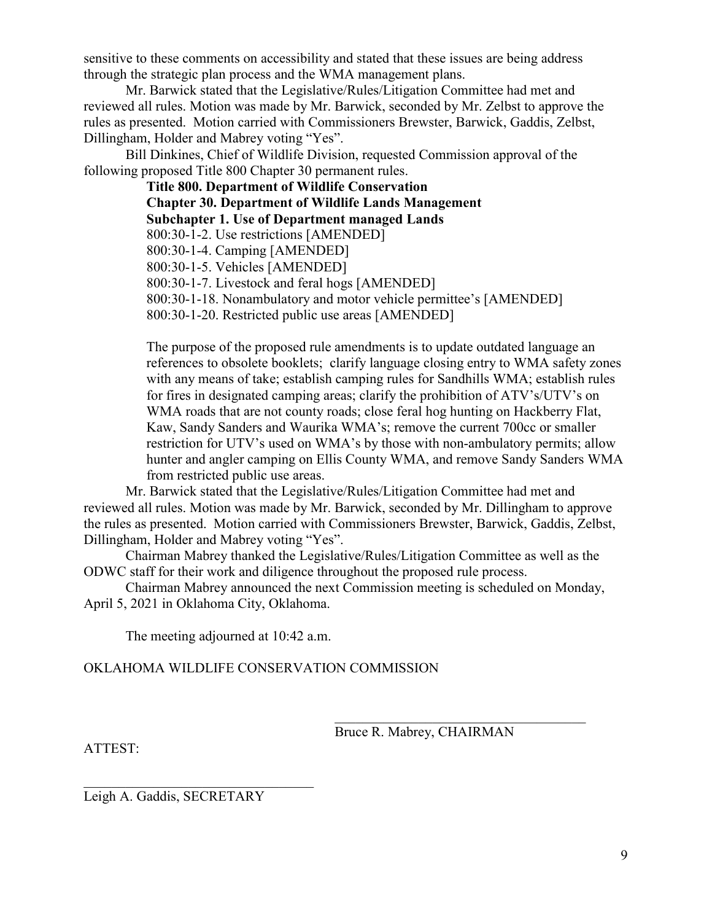sensitive to these comments on accessibility and stated that these issues are being address through the strategic plan process and the WMA management plans.

Mr. Barwick stated that the Legislative/Rules/Litigation Committee had met and reviewed all rules. Motion was made by Mr. Barwick, seconded by Mr. Zelbst to approve the rules as presented. Motion carried with Commissioners Brewster, Barwick, Gaddis, Zelbst, Dillingham, Holder and Mabrey voting "Yes".

Bill Dinkines, Chief of Wildlife Division, requested Commission approval of the following proposed Title 800 Chapter 30 permanent rules.

> **Title 800. Department of Wildlife Conservation**
> **Chapter 30. Department of Wildlife Lands Management**
> **Subchapter 1. Use of Department managed Lands**
> 800:30-1-2. Use restrictions [AMENDED]
> 800:30-1-4. Camping [AMENDED]
> 800:30-1-5. Vehicles [AMENDED]
> 800:30-1-7. Livestock and feral hogs [AMENDED]
> 800:30-1-18. Nonambulatory and motor vehicle permittee's [AMENDED]
> 800:30-1-20. Restricted public use areas [AMENDED]
>
> The purpose of the proposed rule amendments is to update outdated language an references to obsolete booklets; clarify language closing entry to WMA safety zones with any means of take; establish camping rules for Sandhills WMA; establish rules for fires in designated camping areas; clarify the prohibition of ATV's/UTV's on WMA roads that are not county roads; close feral hog hunting on Hackberry Flat, Kaw, Sandy Sanders and Waurika WMA's; remove the current 700cc or smaller restriction for UTV's used on WMA's by those with non-ambulatory permits; allow hunter and angler camping on Ellis County WMA, and remove Sandy Sanders WMA from restricted public use areas.

Mr. Barwick stated that the Legislative/Rules/Litigation Committee had met and reviewed all rules. Motion was made by Mr. Barwick, seconded by Mr. Dillingham to approve the rules as presented. Motion carried with Commissioners Brewster, Barwick, Gaddis, Zelbst, Dillingham, Holder and Mabrey voting "Yes".

Chairman Mabrey thanked the Legislative/Rules/Litigation Committee as well as the ODWC staff for their work and diligence throughout the proposed rule process.

Chairman Mabrey announced the next Commission meeting is scheduled on Monday, April 5, 2021 in Oklahoma City, Oklahoma.

The meeting adjourned at 10:42 a.m.

OKLAHOMA WILDLIFE CONSERVATION COMMISSION

\_\_\_\_\_\_\_\_\_\_\_\_\_\_\_\_\_\_\_\_\_\_\_\_\_\_\_\_\_\_\_\_\_\_\_\_
Bruce R. Mabrey, CHAIRMAN

ATTEST:

\_\_\_\_\_\_\_\_\_\_\_\_\_\_\_\_\_\_\_\_\_\_\_\_\_\_\_\_\_\_\_\_\_\_\_\_
Leigh A. Gaddis, SECRETARY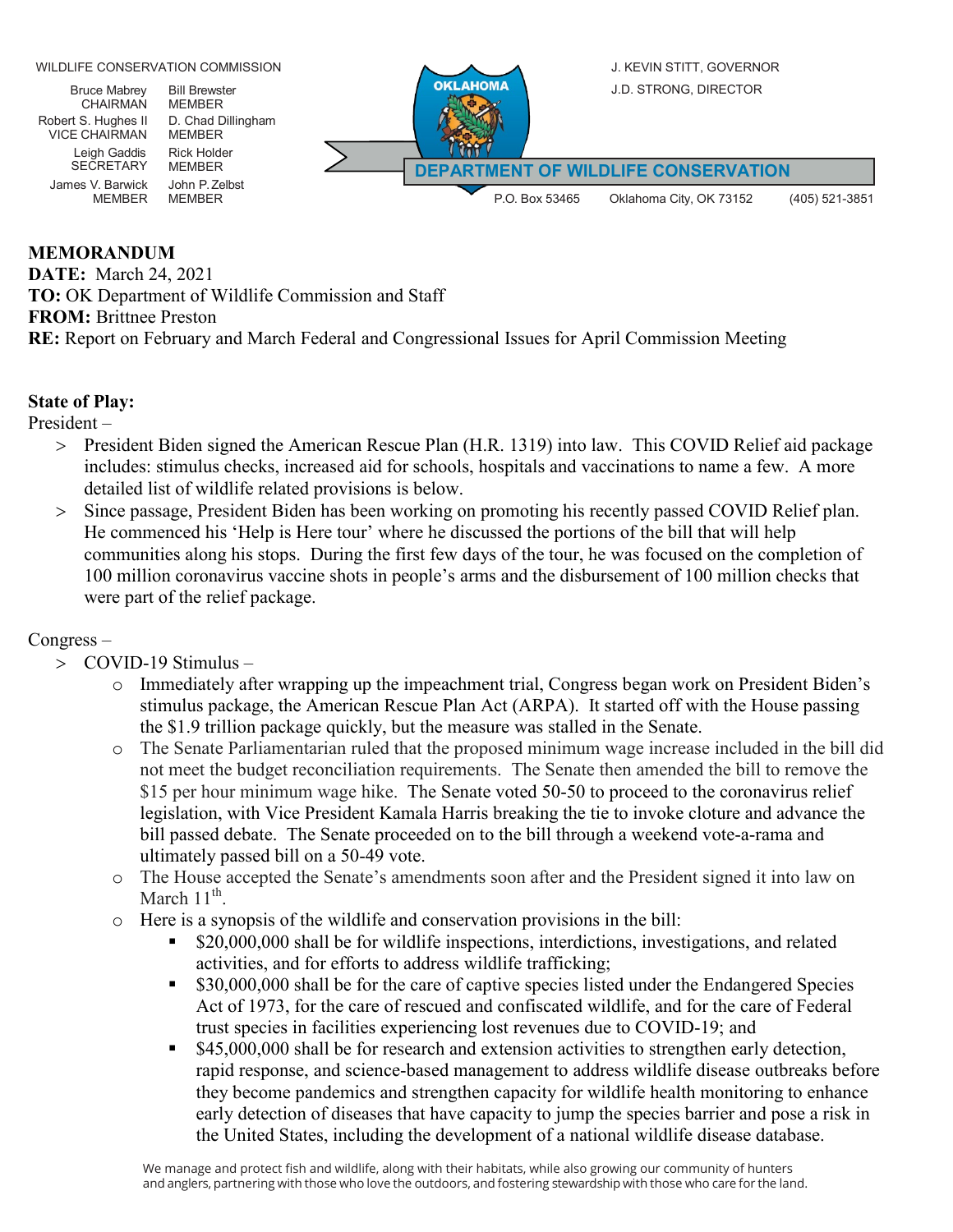WILDLIFE CONSERVATION COMMISSION

Bruce Mabrey, CHAIRMAN
Robert S. Hughes II, VICE CHAIRMAN
Leigh Gaddis, SECRETARY
James V. Barwick, MEMBER
Bill Brewster, MEMBER
D. Chad Dillingham, MEMBER
Rick Holder, MEMBER
John P. Zelbst, MEMBER

OKLAHOMA

DEPARTMENT OF WILDLIFE CONSERVATION

J. KEVIN STITT, GOVERNOR
J.D. STRONG, DIRECTOR

P.O. Box 53465 Oklahoma City, OK 73152 (405) 521-3851

**MEMORANDUM**
**DATE:** March 24, 2021
**TO:** OK Department of Wildlife Commission and Staff
**FROM:** Brittnee Preston
**RE:** Report on February and March Federal and Congressional Issues for April Commission Meeting

**State of Play:**

President –

- President Biden signed the American Rescue Plan (H.R. 1319) into law. This COVID Relief aid package includes: stimulus checks, increased aid for schools, hospitals and vaccinations to name a few. A more detailed list of wildlife related provisions is below.
- Since passage, President Biden has been working on promoting his recently passed COVID Relief plan. He commenced his 'Help is Here tour' where he discussed the portions of the bill that will help communities along his stops. During the first few days of the tour, he was focused on the completion of 100 million coronavirus vaccine shots in people's arms and the disbursement of 100 million checks that were part of the relief package.

Congress –

- COVID-19 Stimulus –
  - Immediately after wrapping up the impeachment trial, Congress began work on President Biden's stimulus package, the American Rescue Plan Act (ARPA). It started off with the House passing the $1.9 trillion package quickly, but the measure was stalled in the Senate.
  - The Senate Parliamentarian ruled that the proposed minimum wage increase included in the bill did not meet the budget reconciliation requirements. The Senate then amended the bill to remove the $15 per hour minimum wage hike. The Senate voted 50-50 to proceed to the coronavirus relief legislation, with Vice President Kamala Harris breaking the tie to invoke cloture and advance the bill passed debate. The Senate proceeded on to the bill through a weekend vote-a-rama and ultimately passed bill on a 50-49 vote.
  - The House accepted the Senate's amendments soon after and the President signed it into law on March 11th.
  - Here is a synopsis of the wildlife and conservation provisions in the bill:
    - $20,000,000 shall be for wildlife inspections, interdictions, investigations, and related activities, and for efforts to address wildlife trafficking;
    - $30,000,000 shall be for the care of captive species listed under the Endangered Species Act of 1973, for the care of rescued and confiscated wildlife, and for the care of Federal trust species in facilities experiencing lost revenues due to COVID-19; and
    - $45,000,000 shall be for research and extension activities to strengthen early detection, rapid response, and science-based management to address wildlife disease outbreaks before they become pandemics and strengthen capacity for wildlife health monitoring to enhance early detection of diseases that have capacity to jump the species barrier and pose a risk in the United States, including the development of a national wildlife disease database.

We manage and protect fish and wildlife, along with their habitats, while also growing our community of hunters and anglers, partnering with those who love the outdoors, and fostering stewardship with those who care for the land.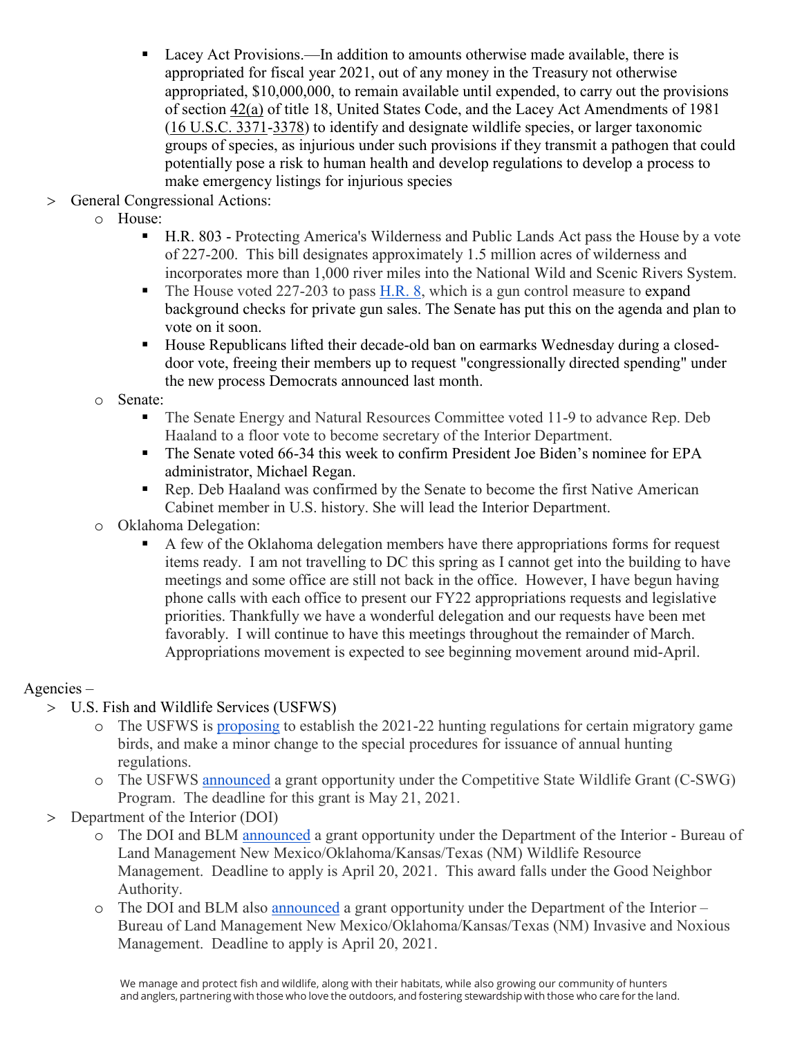- Lacey Act Provisions.—In addition to amounts otherwise made available, there is appropriated for fiscal year 2021, out of any money in the Treasury not otherwise appropriated, $10,000,000, to remain available until expended, to carry out the provisions of section 42(a) of title 18, United States Code, and the Lacey Act Amendments of 1981 (16 U.S.C. 3371-3378) to identify and designate wildlife species, or larger taxonomic groups of species, as injurious under such provisions if they transmit a pathogen that could potentially pose a risk to human health and develop regulations to develop a process to make emergency listings for injurious species

- General Congressional Actions:
  - House:
    - H.R. 803 - Protecting America's Wilderness and Public Lands Act pass the House by a vote of 227-200. This bill designates approximately 1.5 million acres of wilderness and incorporates more than 1,000 river miles into the National Wild and Scenic Rivers System.
    - The House voted 227-203 to pass H.R. 8, which is a gun control measure to expand background checks for private gun sales. The Senate has put this on the agenda and plan to vote on it soon.
    - House Republicans lifted their decade-old ban on earmarks Wednesday during a closed-door vote, freeing their members up to request "congressionally directed spending" under the new process Democrats announced last month.
  - Senate:
    - The Senate Energy and Natural Resources Committee voted 11-9 to advance Rep. Deb Haaland to a floor vote to become secretary of the Interior Department.
    - The Senate voted 66-34 this week to confirm President Joe Biden's nominee for EPA administrator, Michael Regan.
    - Rep. Deb Haaland was confirmed by the Senate to become the first Native American Cabinet member in U.S. history. She will lead the Interior Department.
  - Oklahoma Delegation:
    - A few of the Oklahoma delegation members have there appropriations forms for request items ready. I am not travelling to DC this spring as I cannot get into the building to have meetings and some office are still not back in the office. However, I have begun having phone calls with each office to present our FY22 appropriations requests and legislative priorities. Thankfully we have a wonderful delegation and our requests have been met favorably. I will continue to have this meetings throughout the remainder of March. Appropriations movement is expected to see beginning movement around mid-April.

Agencies –

- U.S. Fish and Wildlife Services (USFWS)
  - The USFWS is proposing to establish the 2021-22 hunting regulations for certain migratory game birds, and make a minor change to the special procedures for issuance of annual hunting regulations.
  - The USFWS announced a grant opportunity under the Competitive State Wildlife Grant (C-SWG) Program. The deadline for this grant is May 21, 2021.
- Department of the Interior (DOI)
  - The DOI and BLM announced a grant opportunity under the Department of the Interior - Bureau of Land Management New Mexico/Oklahoma/Kansas/Texas (NM) Wildlife Resource Management. Deadline to apply is April 20, 2021. This award falls under the Good Neighbor Authority.
  - The DOI and BLM also announced a grant opportunity under the Department of the Interior – Bureau of Land Management New Mexico/Oklahoma/Kansas/Texas (NM) Invasive and Noxious Management. Deadline to apply is April 20, 2021.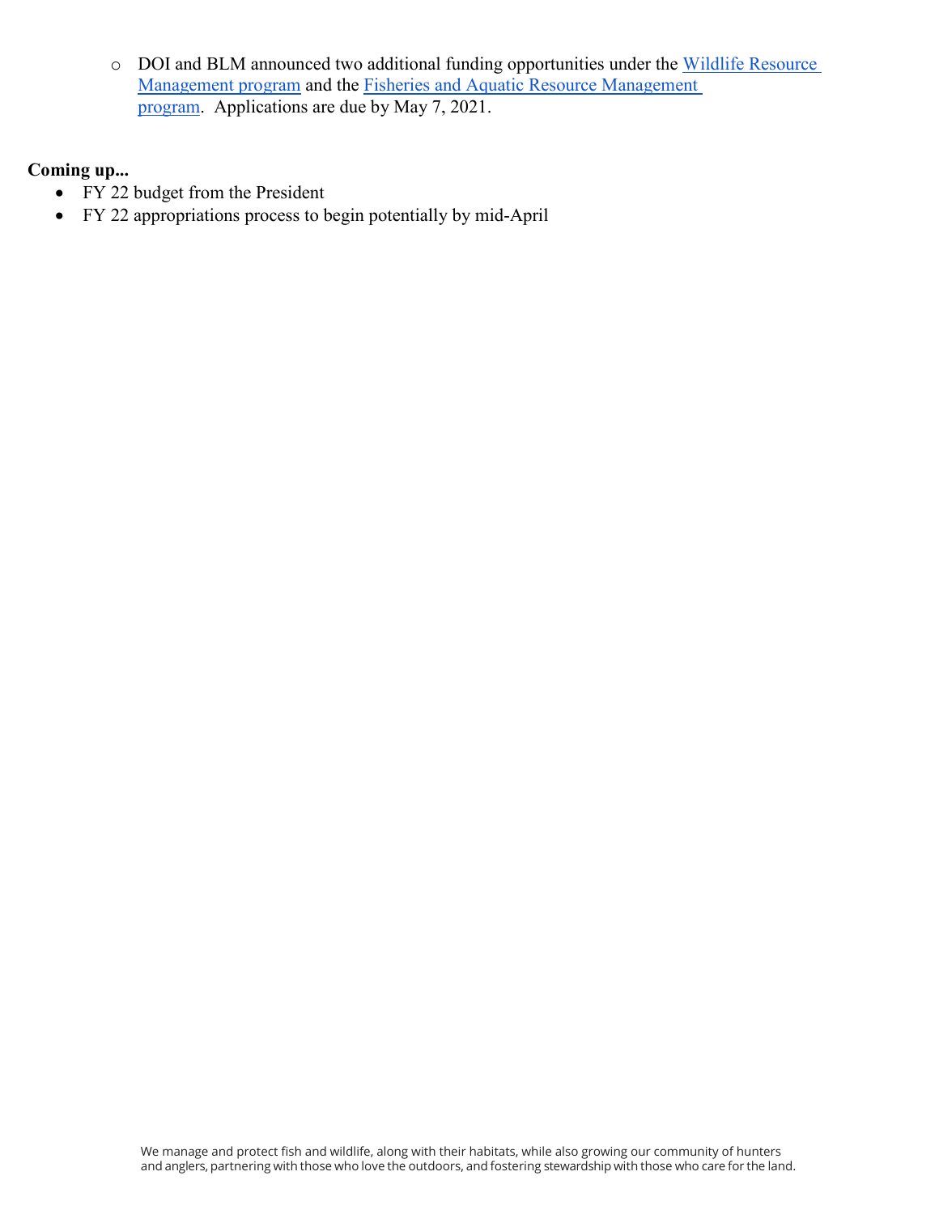- DOI and BLM announced two additional funding opportunities under the Wildlife Resource Management program and the Fisheries and Aquatic Resource Management program. Applications are due by May 7, 2021.

**Coming up...**

- FY 22 budget from the President
- FY 22 appropriations process to begin potentially by mid-April

We manage and protect fish and wildlife, along with their habitats, while also growing our community of hunters and anglers, partnering with those who love the outdoors, and fostering stewardship with those who care for the land.